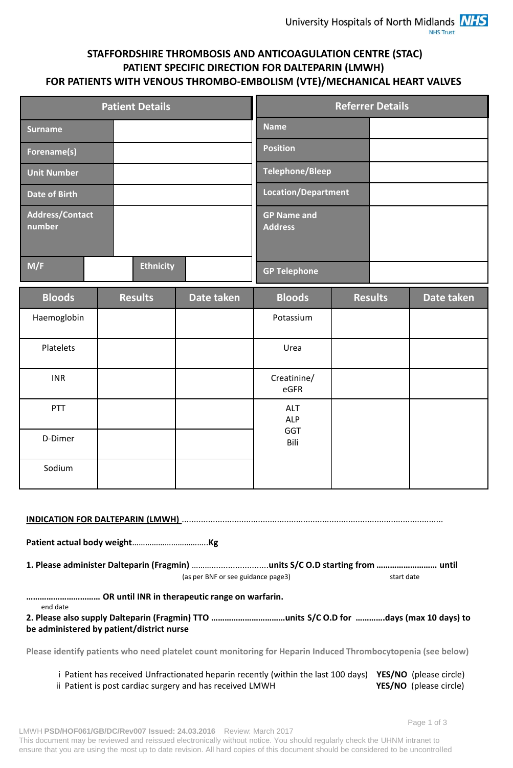University Hospitals of North Midlands NHS Trust

# STAFFORDSHIRE THROMBOSIS AND ANTICOAGULATION CENTRE (STAC)
# PATIENT SPECIFIC DIRECTION FOR DALTEPARIN (LMWH)
# FOR PATIENTS WITH VENOUS THROMBO-EMBOLISM (VTE)/MECHANICAL HEART VALVES

| Patient Details | | | |
|---|---|---|---|
| Surname | | | |
| Forename(s) | | | |
| Unit Number | | | |
| Date of Birth | | | |
| Address/Contact number | | | |
| M/F | | Ethnicity | |

| Referrer Details | |
|---|---|
| Name | |
| Position | |
| Telephone/Bleep | |
| Location/Department | |
| GP Name and Address | |
| GP Telephone | |

| Bloods | Results | Date taken | Bloods | Results | Date taken |
|---|---|---|---|---|---|
| Haemoglobin | | | Potassium | | |
| Platelets | | | Urea | | |
| INR | | | Creatinine/ eGFR | | |
| PTT | | | ALT ALP GGT Bili | | |
| D-Dimer | | | | | |
| Sodium | | | | | |

**INDICATION FOR DALTEPARIN (LMWH)** ..............................................................................................................

**Patient actual body weight**..................................**Kg**

**1. Please administer Dalteparin (Fragmin)** ................................**units S/C O.D starting from ……………………… until**
(as per BNF or see guidance page3) start date

**…………………………… OR until INR in therapeutic range on warfarin.**
end date

**2. Please also supply Dalteparin (Fragmin) TTO ……………………………units S/C O.D for …………days (max 10 days) to be administered by patient/district nurse**

**Please identify patients who need platelet count monitoring for Heparin Induced Thrombocytopenia (see below)**

i Patient has received Unfractionated heparin recently (within the last 100 days) **YES/NO** (please circle)
ii Patient is post cardiac surgery and has received LMWH **YES/NO** (please circle)

LMWH **PSD/HOF061/GB/DC/Rev007 Issued: 24.03.2016** Review: March 2017
This document may be reviewed and reissued electronically without notice. You should regularly check the UHNM intranet to ensure that you are using the most up to date revision. All hard copies of this document should be considered to be uncontrolled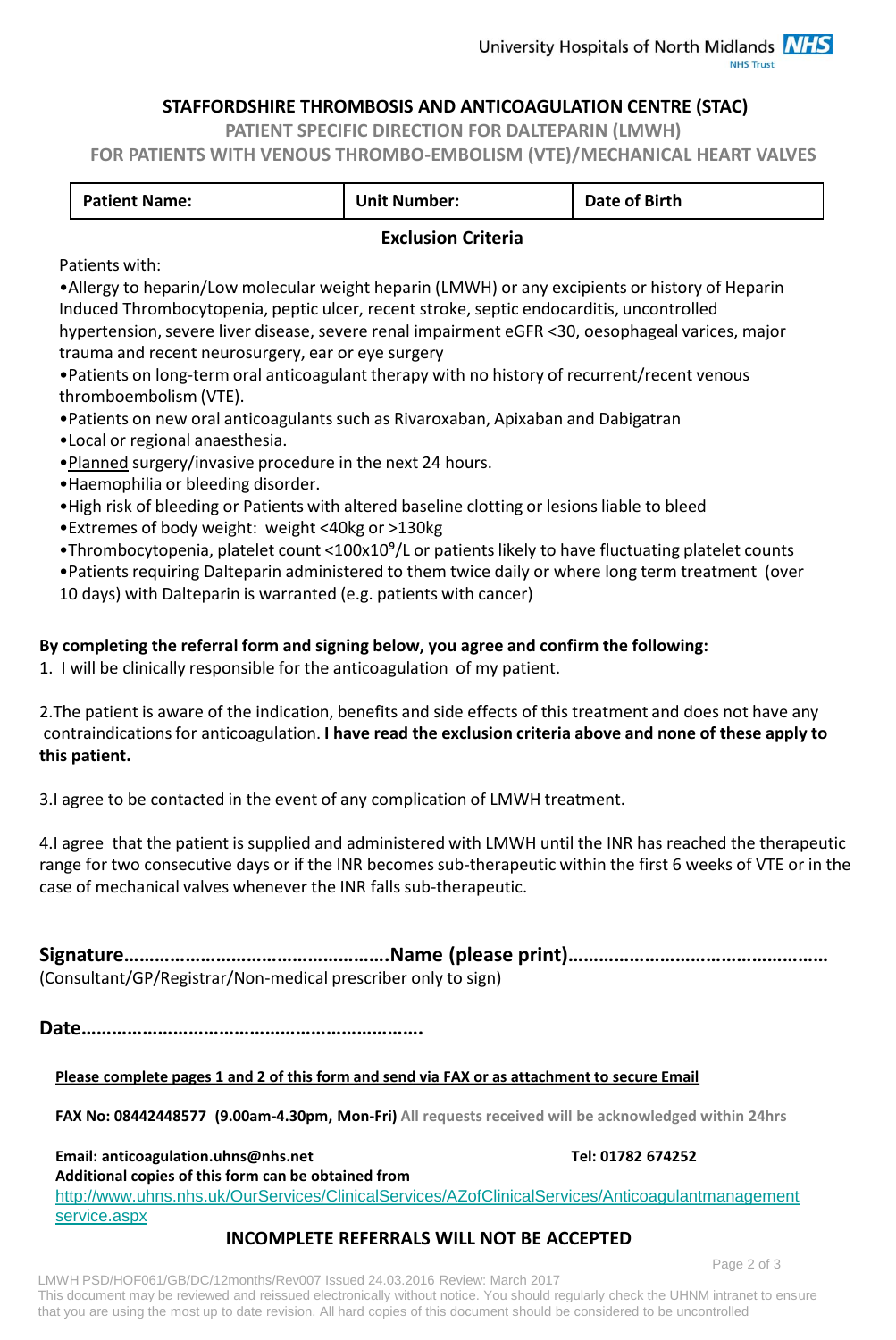University Hospitals of North Midlands NHS Trust

# STAFFORDSHIRE THROMBOSIS AND ANTICOAGULATION CENTRE (STAC)

## PATIENT SPECIFIC DIRECTION FOR DALTEPARIN (LMWH)

## FOR PATIENTS WITH VENOUS THROMBO-EMBOLISM (VTE)/MECHANICAL HEART VALVES

| Patient Name: | Unit Number: | Date of Birth |
|---|---|---|

### Exclusion Criteria

Patients with:

- Allergy to heparin/Low molecular weight heparin (LMWH) or any excipients or history of Heparin Induced Thrombocytopenia, peptic ulcer, recent stroke, septic endocarditis, uncontrolled hypertension, severe liver disease, severe renal impairment eGFR <30, oesophageal varices, major trauma and recent neurosurgery, ear or eye surgery
- Patients on long-term oral anticoagulant therapy with no history of recurrent/recent venous thromboembolism (VTE).
- Patients on new oral anticoagulants such as Rivaroxaban, Apixaban and Dabigatran
- Local or regional anaesthesia.
- Planned surgery/invasive procedure in the next 24 hours.
- Haemophilia or bleeding disorder.
- High risk of bleeding or Patients with altered baseline clotting or lesions liable to bleed
- Extremes of body weight: weight <40kg or >130kg
- Thrombocytopenia, platelet count <100x$10^9$/L or patients likely to have fluctuating platelet counts
- Patients requiring Dalteparin administered to them twice daily or where long term treatment (over 10 days) with Dalteparin is warranted (e.g. patients with cancer)

**By completing the referral form and signing below, you agree and confirm the following:**

1. I will be clinically responsible for the anticoagulation of my patient.

2. The patient is aware of the indication, benefits and side effects of this treatment and does not have any contraindications for anticoagulation. **I have read the exclusion criteria above and none of these apply to this patient.**

3. I agree to be contacted in the event of any complication of LMWH treatment.

4. I agree that the patient is supplied and administered with LMWH until the INR has reached the therapeutic range for two consecutive days or if the INR becomes sub-therapeutic within the first 6 weeks of VTE or in the case of mechanical valves whenever the INR falls sub-therapeutic.

**Signature…………………………………………….Name (please print)……………………………………………**
(Consultant/GP/Registrar/Non-medical prescriber only to sign)

**Date………………………………………………………….**

**Please complete pages 1 and 2 of this form and send via FAX or as attachment to secure Email**

**FAX No: 08442448577 (9.00am-4.30pm, Mon-Fri)** All requests received will be acknowledged within 24hrs

**Email: anticoagulation.uhns@nhs.net** **Tel: 01782 674252**

**Additional copies of this form can be obtained from**
http://www.uhns.nhs.uk/OurServices/ClinicalServices/AZofClinicalServices/Anticoagulantmanagementservice.aspx

**INCOMPLETE REFERRALS WILL NOT BE ACCEPTED**

LMWH PSD/HOF061/GB/DC/12months/Rev007 Issued 24.03.2016 Review: March 2017
This document may be reviewed and reissued electronically without notice. You should regularly check the UHNM intranet to ensure that you are using the most up to date revision. All hard copies of this document should be considered to be uncontrolled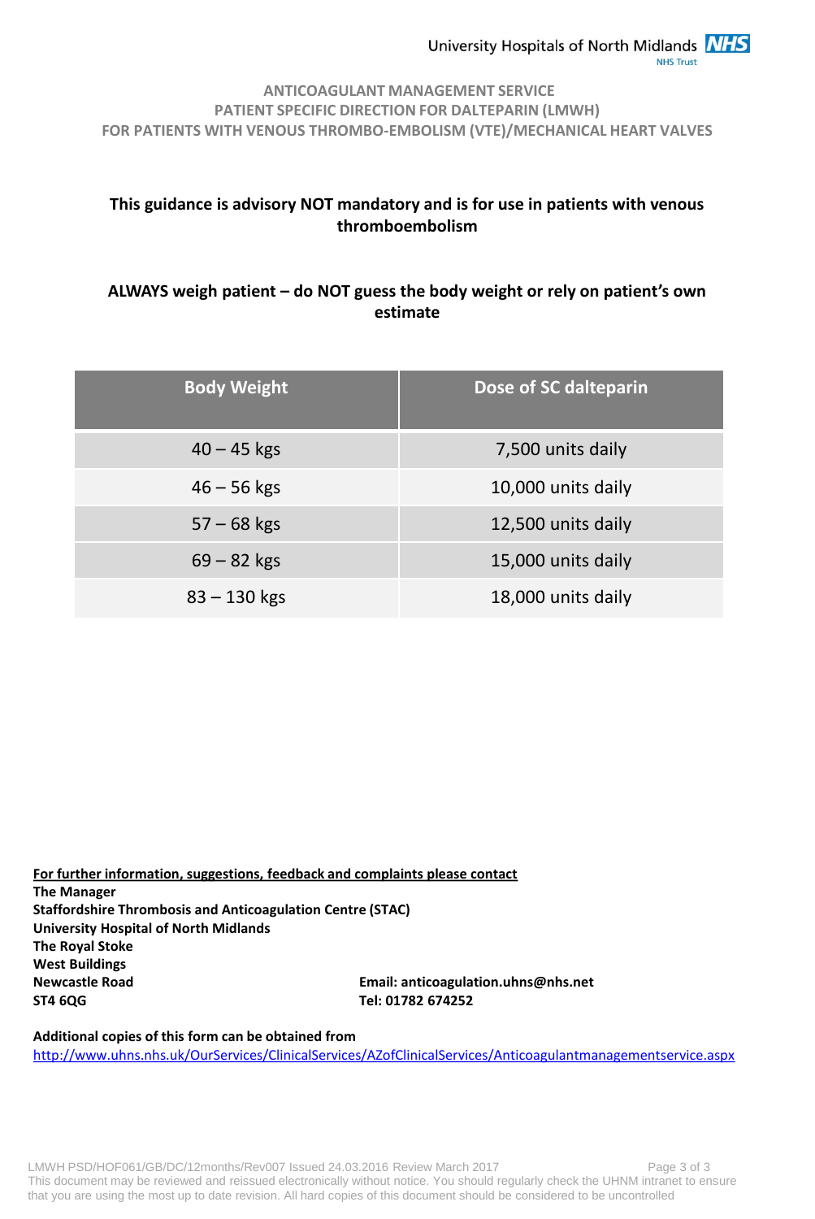ANTICOAGULANT MANAGEMENT SERVICE
PATIENT SPECIFIC DIRECTION FOR DALTEPARIN (LMWH)
FOR PATIENTS WITH VENOUS THROMBO-EMBOLISM (VTE)/MECHANICAL HEART VALVES

**This guidance is advisory NOT mandatory and is for use in patients with venous thromboembolism**

**ALWAYS weigh patient – do NOT guess the body weight or rely on patient's own estimate**

| Body Weight | Dose of SC dalteparin |
|---|---|
| 40 – 45 kgs | 7,500 units daily |
| 46 – 56 kgs | 10,000 units daily |
| 57 – 68 kgs | 12,500 units daily |
| 69 – 82 kgs | 15,000 units daily |
| 83 – 130 kgs | 18,000 units daily |

**For further information, suggestions, feedback and complaints please contact**

**The Manager**
**Staffordshire Thrombosis and Anticoagulation Centre (STAC)**
**University Hospital of North Midlands**
**The Royal Stoke**
**West Buildings**
**Newcastle Road**
**ST4 6QG**

**Email: anticoagulation.uhns@nhs.net**
**Tel: 01782 674252**

**Additional copies of this form can be obtained from**
http://www.uhns.nhs.uk/OurServices/ClinicalServices/AZofClinicalServices/Anticoagulantmanagementservice.aspx

LMWH PSD/HOF061/GB/DC/12months/Rev007 Issued 24.03.2016 Review March 2017
This document may be reviewed and reissued electronically without notice. You should regularly check the UHNM intranet to ensure that you are using the most up to date revision. All hard copies of this document should be considered to be uncontrolled